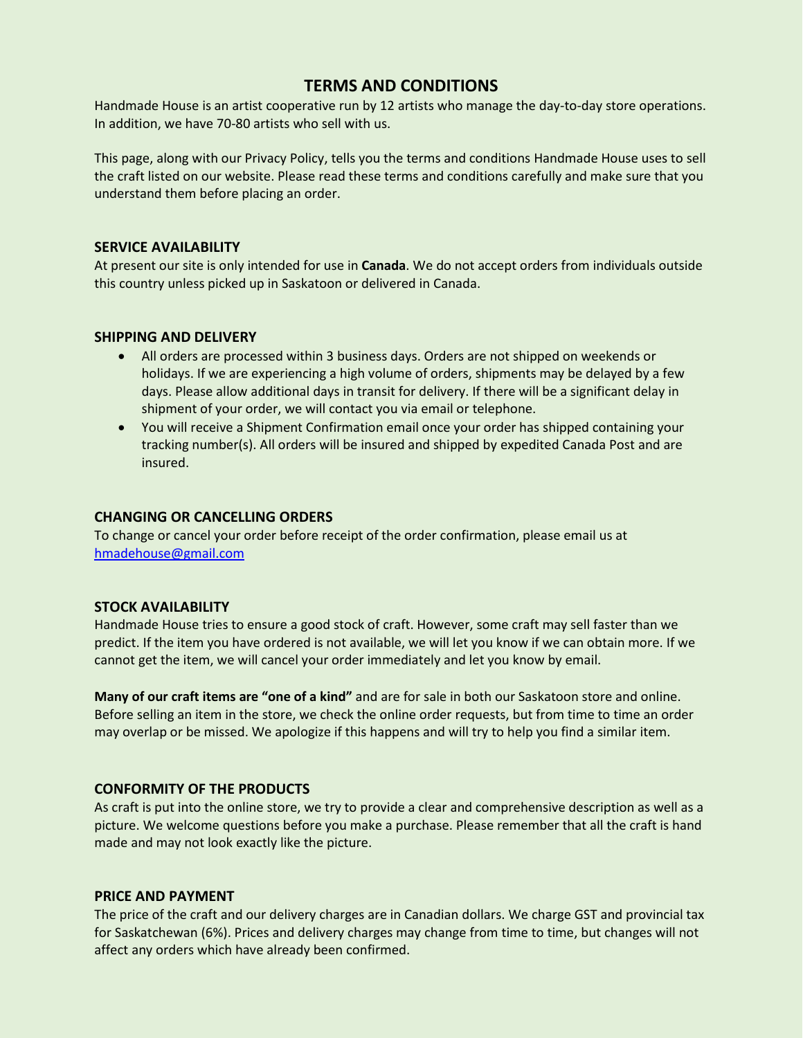# TERMS AND CONDITIONS

Handmade House is an artist cooperative run by 12 artists who manage the day-to-day store operations. In addition, we have 70-80 artists who sell with us.

This page, along with our Privacy Policy, tells you the terms and conditions Handmade House uses to sell the craft listed on our website. Please read these terms and conditions carefully and make sure that you understand them before placing an order.

## SERVICE AVAILABILITY

At present our site is only intended for use in **Canada**. We do not accept orders from individuals outside this country unless picked up in Saskatoon or delivered in Canada.

## SHIPPING AND DELIVERY

- All orders are processed within 3 business days. Orders are not shipped on weekends or holidays. If we are experiencing a high volume of orders, shipments may be delayed by a few days. Please allow additional days in transit for delivery. If there will be a significant delay in shipment of your order, we will contact you via email or telephone.
- You will receive a Shipment Confirmation email once your order has shipped containing your tracking number(s). All orders will be insured and shipped by expedited Canada Post and are insured.

## CHANGING OR CANCELLING ORDERS

To change or cancel your order before receipt of the order confirmation, please email us at [hmadehouse@gmail.com](mailto:hmadehouse@gmail.com)

## STOCK AVAILABILITY

Handmade House tries to ensure a good stock of craft. However, some craft may sell faster than we predict. If the item you have ordered is not available, we will let you know if we can obtain more. If we cannot get the item, we will cancel your order immediately and let you know by email.

**Many of our craft items are "one of a kind"** and are for sale in both our Saskatoon store and online. Before selling an item in the store, we check the online order requests, but from time to time an order may overlap or be missed. We apologize if this happens and will try to help you find a similar item.

## CONFORMITY OF THE PRODUCTS

As craft is put into the online store, we try to provide a clear and comprehensive description as well as a picture. We welcome questions before you make a purchase. Please remember that all the craft is hand made and may not look exactly like the picture.

## PRICE AND PAYMENT

The price of the craft and our delivery charges are in Canadian dollars. We charge GST and provincial tax for Saskatchewan (6%). Prices and delivery charges may change from time to time, but changes will not affect any orders which have already been confirmed.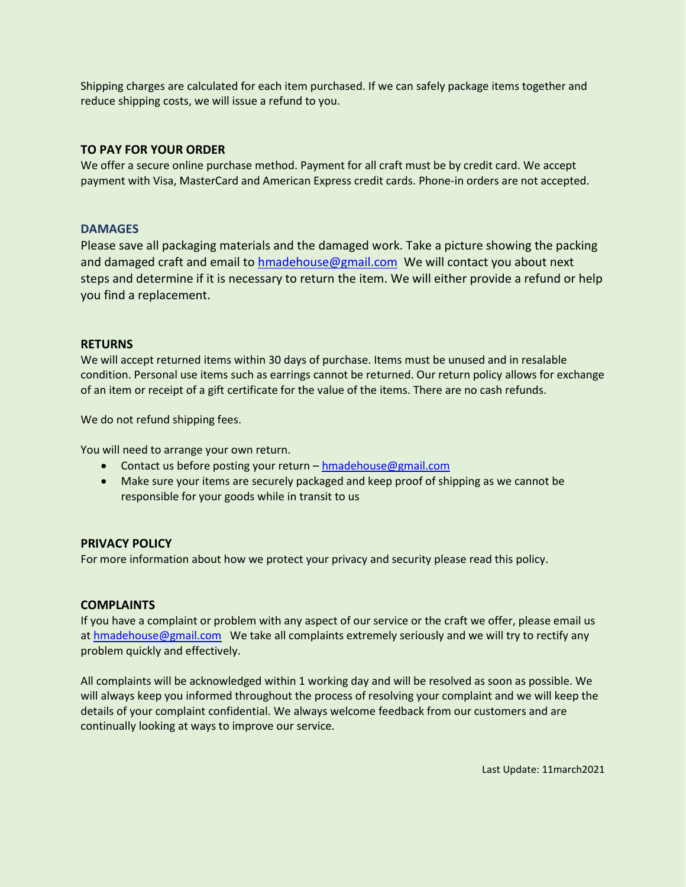Shipping charges are calculated for each item purchased. If we can safely package items together and reduce shipping costs, we will issue a refund to you.

## TO PAY FOR YOUR ORDER

We offer a secure online purchase method. Payment for all craft must be by credit card. We accept payment with Visa, MasterCard and American Express credit cards. Phone-in orders are not accepted.

## DAMAGES

Please save all packaging materials and the damaged work. Take a picture showing the packing and damaged craft and email to hmadehouse@gmail.com We will contact you about next steps and determine if it is necessary to return the item. We will either provide a refund or help you find a replacement.

## RETURNS

We will accept returned items within 30 days of purchase. Items must be unused and in resalable condition. Personal use items such as earrings cannot be returned. Our return policy allows for exchange of an item or receipt of a gift certificate for the value of the items. There are no cash refunds.

We do not refund shipping fees.

You will need to arrange your own return.

- Contact us before posting your return – hmadehouse@gmail.com
- Make sure your items are securely packaged and keep proof of shipping as we cannot be responsible for your goods while in transit to us

## PRIVACY POLICY

For more information about how we protect your privacy and security please read this policy.

## COMPLAINTS

If you have a complaint or problem with any aspect of our service or the craft we offer, please email us at hmadehouse@gmail.com We take all complaints extremely seriously and we will try to rectify any problem quickly and effectively.

All complaints will be acknowledged within 1 working day and will be resolved as soon as possible. We will always keep you informed throughout the process of resolving your complaint and we will keep the details of your complaint confidential. We always welcome feedback from our customers and are continually looking at ways to improve our service.

Last Update: 11march2021